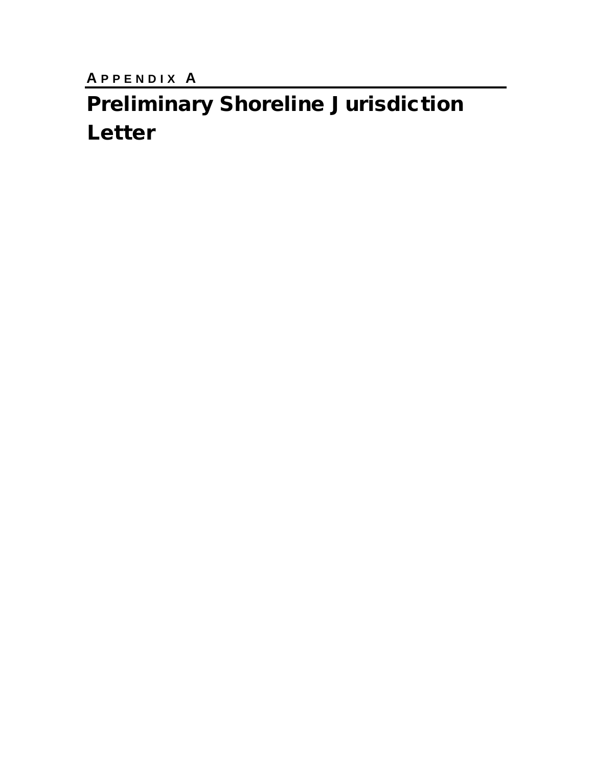APPENDIX A

# Preliminary Shoreline Jurisdiction Letter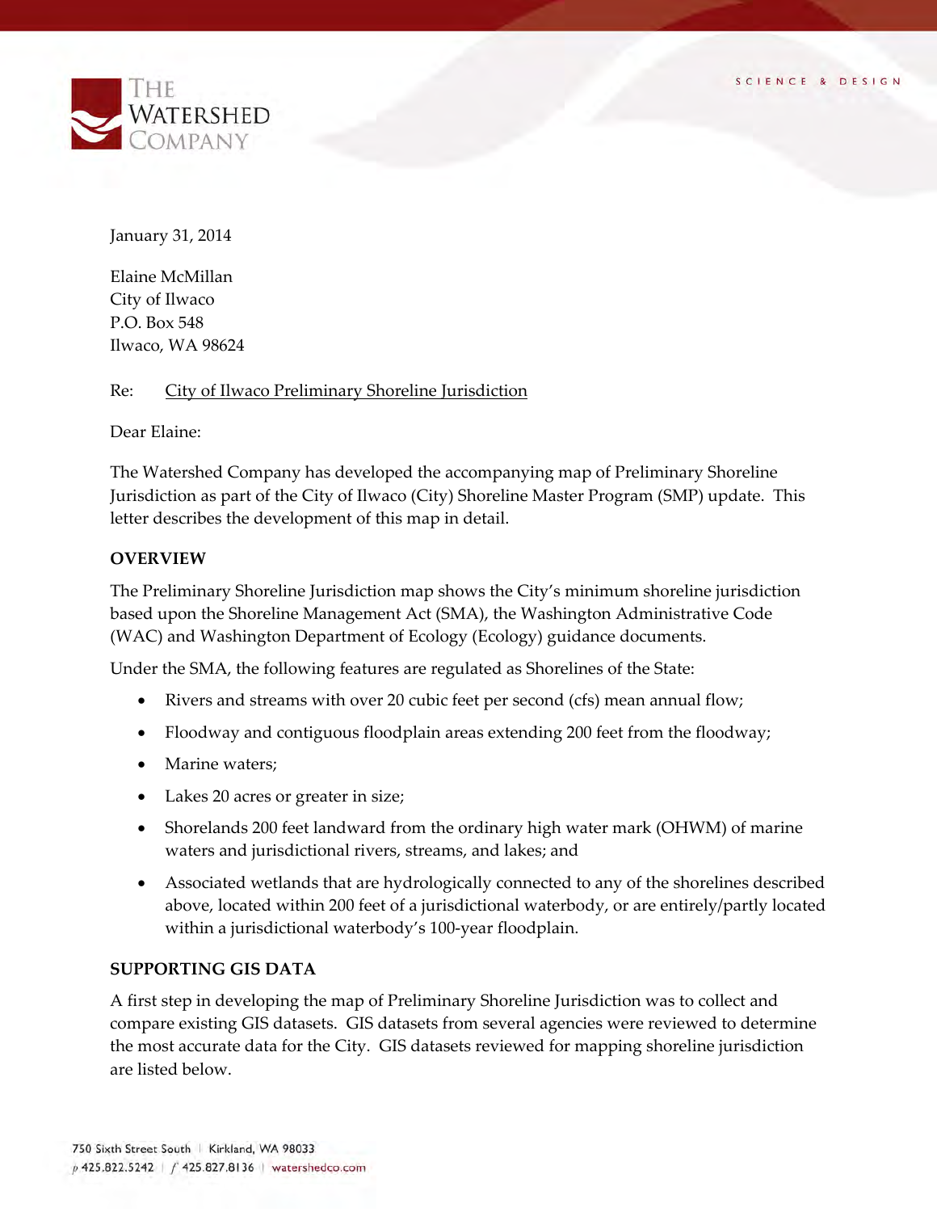January 31, 2014

Elaine McMillan
City of Ilwaco
P.O. Box 548
Ilwaco, WA 98624

Re: City of Ilwaco Preliminary Shoreline Jurisdiction

Dear Elaine:

The Watershed Company has developed the accompanying map of Preliminary Shoreline Jurisdiction as part of the City of Ilwaco (City) Shoreline Master Program (SMP) update. This letter describes the development of this map in detail.

**OVERVIEW**

The Preliminary Shoreline Jurisdiction map shows the City's minimum shoreline jurisdiction based upon the Shoreline Management Act (SMA), the Washington Administrative Code (WAC) and Washington Department of Ecology (Ecology) guidance documents.

Under the SMA, the following features are regulated as Shorelines of the State:

- Rivers and streams with over 20 cubic feet per second (cfs) mean annual flow;
- Floodway and contiguous floodplain areas extending 200 feet from the floodway;
- Marine waters;
- Lakes 20 acres or greater in size;
- Shorelands 200 feet landward from the ordinary high water mark (OHWM) of marine waters and jurisdictional rivers, streams, and lakes; and
- Associated wetlands that are hydrologically connected to any of the shorelines described above, located within 200 feet of a jurisdictional waterbody, or are entirely/partly located within a jurisdictional waterbody's 100-year floodplain.

**SUPPORTING GIS DATA**

A first step in developing the map of Preliminary Shoreline Jurisdiction was to collect and compare existing GIS datasets. GIS datasets from several agencies were reviewed to determine the most accurate data for the City. GIS datasets reviewed for mapping shoreline jurisdiction are listed below.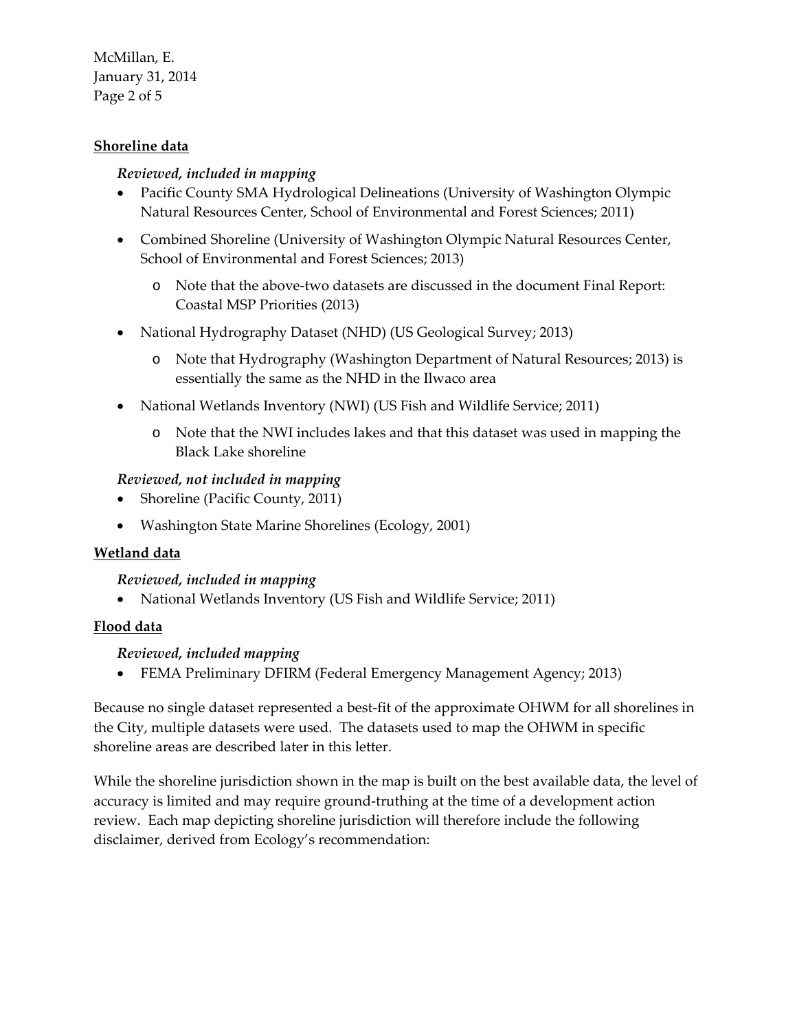**Shoreline data**

*Reviewed, included in mapping*

- Pacific County SMA Hydrological Delineations (University of Washington Olympic Natural Resources Center, School of Environmental and Forest Sciences; 2011)
- Combined Shoreline (University of Washington Olympic Natural Resources Center, School of Environmental and Forest Sciences; 2013)
    - Note that the above-two datasets are discussed in the document Final Report: Coastal MSP Priorities (2013)
- National Hydrography Dataset (NHD) (US Geological Survey; 2013)
    - Note that Hydrography (Washington Department of Natural Resources; 2013) is essentially the same as the NHD in the Ilwaco area
- National Wetlands Inventory (NWI) (US Fish and Wildlife Service; 2011)
    - Note that the NWI includes lakes and that this dataset was used in mapping the Black Lake shoreline

*Reviewed, not included in mapping*

- Shoreline (Pacific County, 2011)
- Washington State Marine Shorelines (Ecology, 2001)

**Wetland data**

*Reviewed, included in mapping*

- National Wetlands Inventory (US Fish and Wildlife Service; 2011)

**Flood data**

*Reviewed, included mapping*

- FEMA Preliminary DFIRM (Federal Emergency Management Agency; 2013)

Because no single dataset represented a best-fit of the approximate OHWM for all shorelines in the City, multiple datasets were used. The datasets used to map the OHWM in specific shoreline areas are described later in this letter.

While the shoreline jurisdiction shown in the map is built on the best available data, the level of accuracy is limited and may require ground-truthing at the time of a development action review. Each map depicting shoreline jurisdiction will therefore include the following disclaimer, derived from Ecology's recommendation: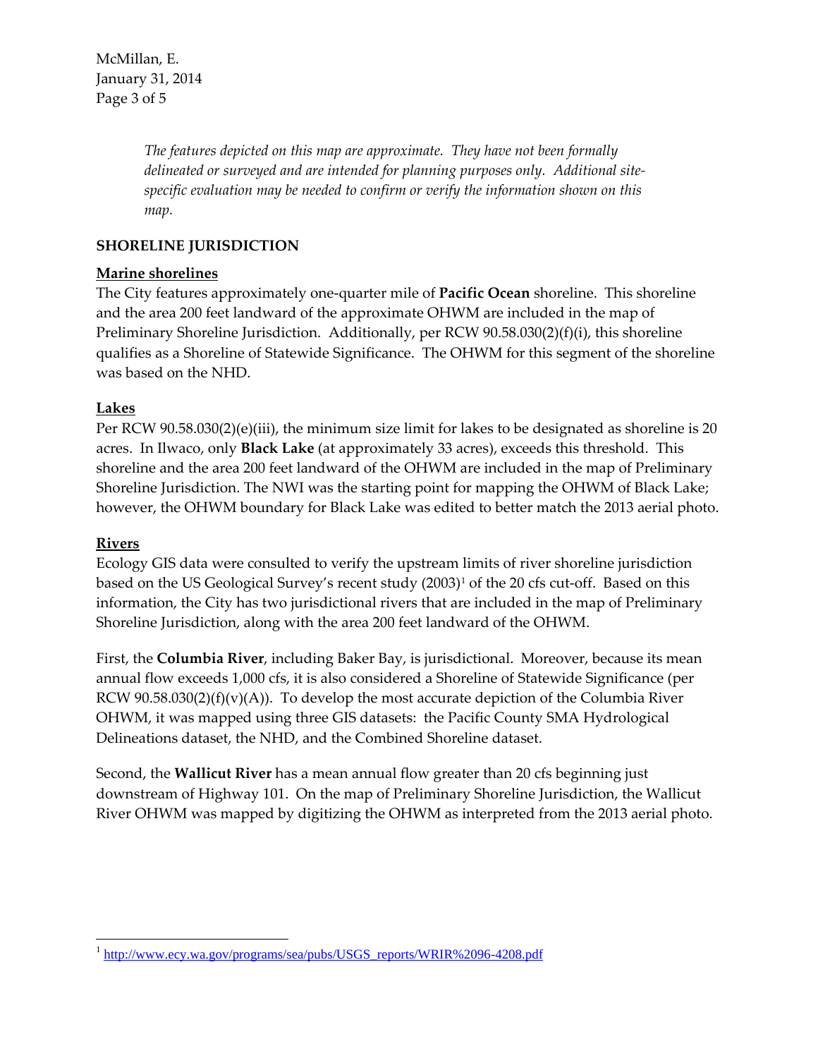*The features depicted on this map are approximate. They have not been formally delineated or surveyed and are intended for planning purposes only. Additional site-specific evaluation may be needed to confirm or verify the information shown on this map.*

## SHORELINE JURISDICTION

### Marine shorelines

The City features approximately one-quarter mile of **Pacific Ocean** shoreline. This shoreline and the area 200 feet landward of the approximate OHWM are included in the map of Preliminary Shoreline Jurisdiction. Additionally, per RCW 90.58.030(2)(f)(i), this shoreline qualifies as a Shoreline of Statewide Significance. The OHWM for this segment of the shoreline was based on the NHD.

### Lakes

Per RCW 90.58.030(2)(e)(iii), the minimum size limit for lakes to be designated as shoreline is 20 acres. In Ilwaco, only **Black Lake** (at approximately 33 acres), exceeds this threshold. This shoreline and the area 200 feet landward of the OHWM are included in the map of Preliminary Shoreline Jurisdiction. The NWI was the starting point for mapping the OHWM of Black Lake; however, the OHWM boundary for Black Lake was edited to better match the 2013 aerial photo.

### Rivers

Ecology GIS data were consulted to verify the upstream limits of river shoreline jurisdiction based on the US Geological Survey's recent study (2003)[1] of the 20 cfs cut-off. Based on this information, the City has two jurisdictional rivers that are included in the map of Preliminary Shoreline Jurisdiction, along with the area 200 feet landward of the OHWM.

First, the **Columbia River**, including Baker Bay, is jurisdictional. Moreover, because its mean annual flow exceeds 1,000 cfs, it is also considered a Shoreline of Statewide Significance (per RCW 90.58.030(2)(f)(v)(A)). To develop the most accurate depiction of the Columbia River OHWM, it was mapped using three GIS datasets: the Pacific County SMA Hydrological Delineations dataset, the NHD, and the Combined Shoreline dataset.

Second, the **Wallicut River** has a mean annual flow greater than 20 cfs beginning just downstream of Highway 101. On the map of Preliminary Shoreline Jurisdiction, the Wallicut River OHWM was mapped by digitizing the OHWM as interpreted from the 2013 aerial photo.

---

[1] http://www.ecy.wa.gov/programs/sea/pubs/USGS_reports/WRIR%2096-4208.pdf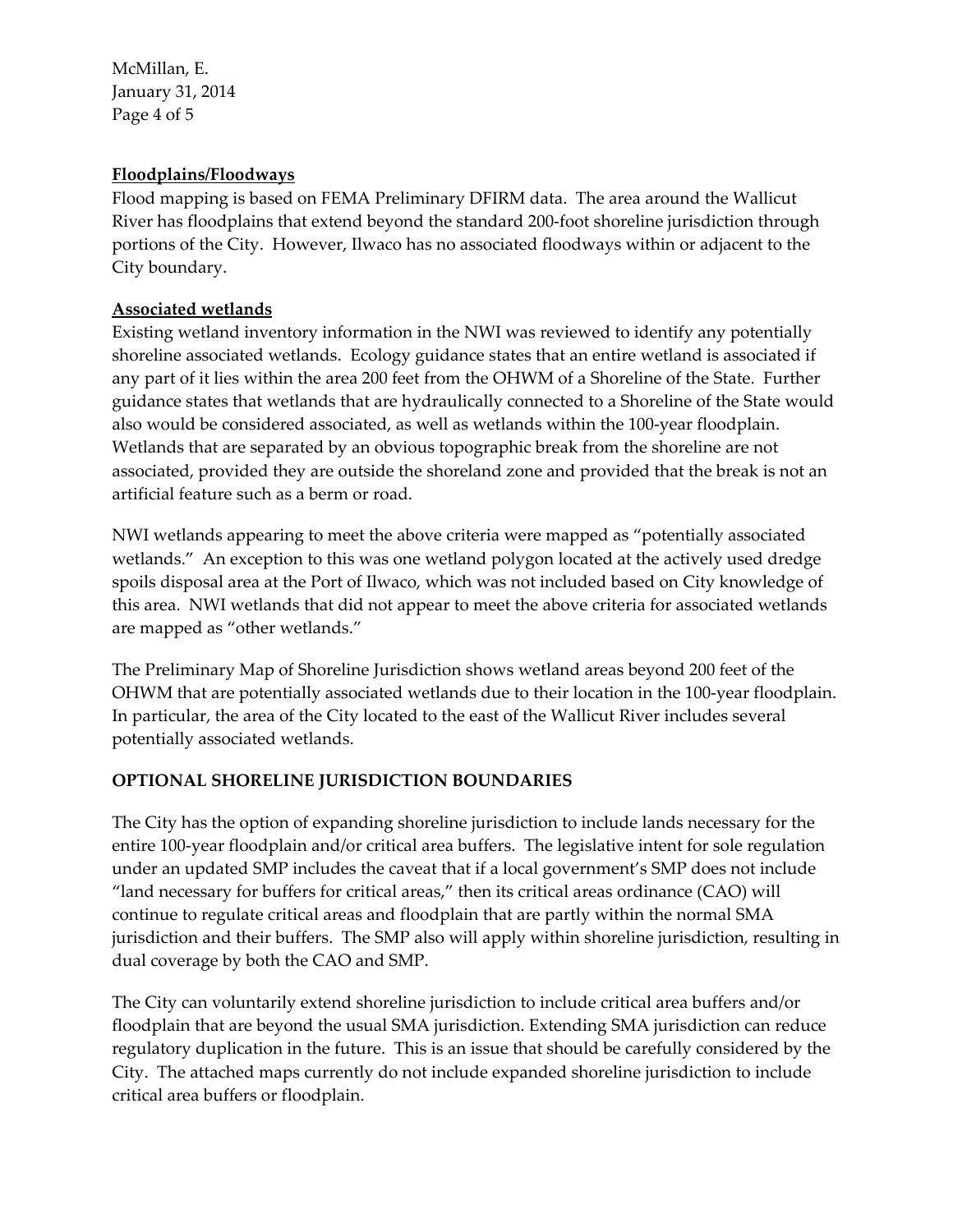**Floodplains/Floodways**

Flood mapping is based on FEMA Preliminary DFIRM data. The area around the Wallicut River has floodplains that extend beyond the standard 200-foot shoreline jurisdiction through portions of the City. However, Ilwaco has no associated floodways within or adjacent to the City boundary.

**Associated wetlands**

Existing wetland inventory information in the NWI was reviewed to identify any potentially shoreline associated wetlands. Ecology guidance states that an entire wetland is associated if any part of it lies within the area 200 feet from the OHWM of a Shoreline of the State. Further guidance states that wetlands that are hydraulically connected to a Shoreline of the State would also would be considered associated, as well as wetlands within the 100-year floodplain. Wetlands that are separated by an obvious topographic break from the shoreline are not associated, provided they are outside the shoreland zone and provided that the break is not an artificial feature such as a berm or road.

NWI wetlands appearing to meet the above criteria were mapped as "potentially associated wetlands." An exception to this was one wetland polygon located at the actively used dredge spoils disposal area at the Port of Ilwaco, which was not included based on City knowledge of this area. NWI wetlands that did not appear to meet the above criteria for associated wetlands are mapped as "other wetlands."

The Preliminary Map of Shoreline Jurisdiction shows wetland areas beyond 200 feet of the OHWM that are potentially associated wetlands due to their location in the 100-year floodplain. In particular, the area of the City located to the east of the Wallicut River includes several potentially associated wetlands.

## OPTIONAL SHORELINE JURISDICTION BOUNDARIES

The City has the option of expanding shoreline jurisdiction to include lands necessary for the entire 100-year floodplain and/or critical area buffers. The legislative intent for sole regulation under an updated SMP includes the caveat that if a local government's SMP does not include "land necessary for buffers for critical areas," then its critical areas ordinance (CAO) will continue to regulate critical areas and floodplain that are partly within the normal SMA jurisdiction and their buffers. The SMP also will apply within shoreline jurisdiction, resulting in dual coverage by both the CAO and SMP.

The City can voluntarily extend shoreline jurisdiction to include critical area buffers and/or floodplain that are beyond the usual SMA jurisdiction. Extending SMA jurisdiction can reduce regulatory duplication in the future. This is an issue that should be carefully considered by the City. The attached maps currently do not include expanded shoreline jurisdiction to include critical area buffers or floodplain.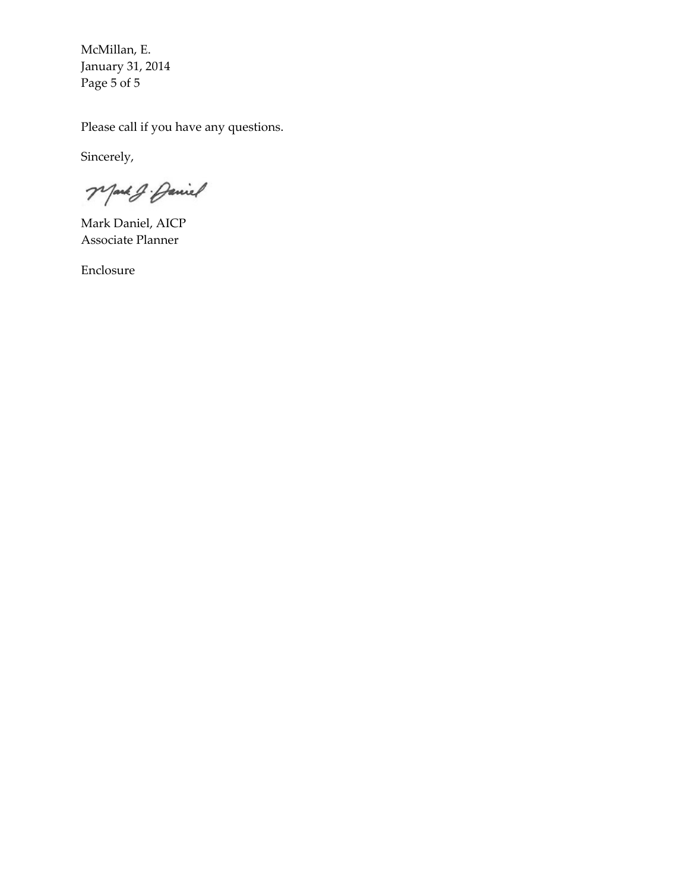Please call if you have any questions.

Sincerely,

Mark J. Daniel

Mark Daniel, AICP
Associate Planner

Enclosure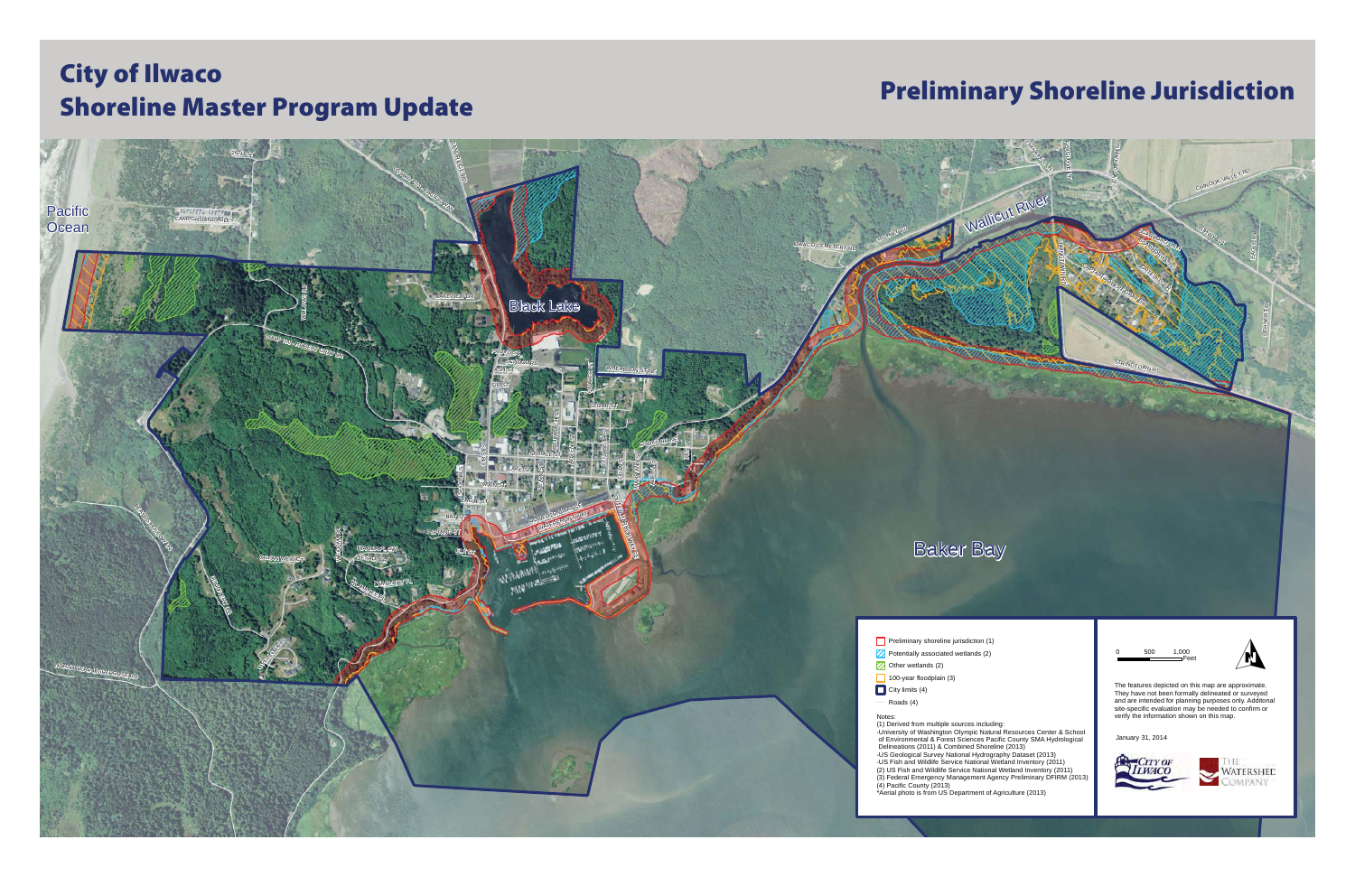# City of Ilwaco
# Shoreline Master Program Update

# Preliminary Shoreline Jurisdiction

Pacific Ocean

Black Lake

Wallicut River

Baker Bay

- Preliminary shoreline jurisdiction (1)
- Potentially associated wetlands (2)
- Other wetlands (2)
- 100-year floodplain (3)
- City limits (4)
- Roads (4)

Notes:
(1) Derived from multiple sources including:
-University of Washington Olympic Natural Resources Center & School of Environmental & Forest Sciences Pacific County SMA Hydrological Delineations (2011) & Combined Shoreline (2013)
-US Geological Survey National Hydrography Dataset (2013)
-US Fish and Wildlife Service National Wetland Inventory (2011)
(2) US Fish and Wildlife Service National Wetland Inventory (2011)
(3) Federal Emergency Management Agency Preliminary DFIRM (2013)
(4) Pacific County (2013)
*Aerial photo is from US Department of Agriculture (2013)

0 500 1,000 Feet

The features depicted on this map are approximate. They have not been formally delineated or surveyed and are intended for planning purposes only. Additional site-specific evaluation may be needed to confirm or verify the information shown on this map.

January 31, 2014

City of Ilwaco

The Watershed Company